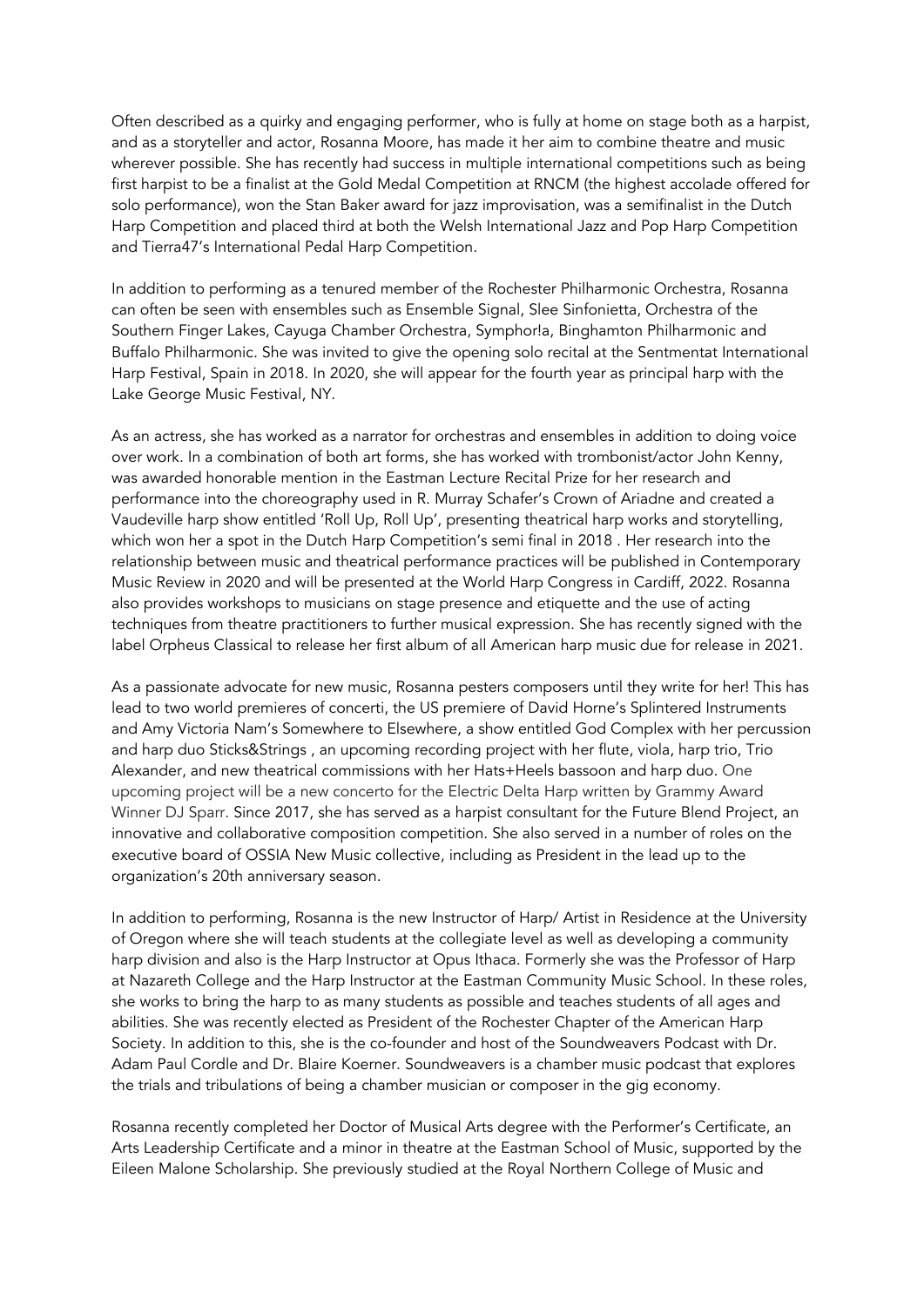Often described as a quirky and engaging performer, who is fully at home on stage both as a harpist, and as a storyteller and actor, Rosanna Moore, has made it her aim to combine theatre and music wherever possible. She has recently had success in multiple international competitions such as being first harpist to be a finalist at the Gold Medal Competition at RNCM (the highest accolade offered for solo performance), won the Stan Baker award for jazz improvisation, was a semifinalist in the Dutch Harp Competition and placed third at both the Welsh International Jazz and Pop Harp Competition and Tierra47's International Pedal Harp Competition.

In addition to performing as a tenured member of the Rochester Philharmonic Orchestra, Rosanna can often be seen with ensembles such as Ensemble Signal, Slee Sinfonietta, Orchestra of the Southern Finger Lakes, Cayuga Chamber Orchestra, Symphor!a, Binghamton Philharmonic and Buffalo Philharmonic. She was invited to give the opening solo recital at the Sentmentat International Harp Festival, Spain in 2018. In 2020, she will appear for the fourth year as principal harp with the Lake George Music Festival, NY.

As an actress, she has worked as a narrator for orchestras and ensembles in addition to doing voice over work. In a combination of both art forms, she has worked with trombonist/actor John Kenny, was awarded honorable mention in the Eastman Lecture Recital Prize for her research and performance into the choreography used in R. Murray Schafer's Crown of Ariadne and created a Vaudeville harp show entitled 'Roll Up, Roll Up', presenting theatrical harp works and storytelling, which won her a spot in the Dutch Harp Competition's semi final in 2018 . Her research into the relationship between music and theatrical performance practices will be published in Contemporary Music Review in 2020 and will be presented at the World Harp Congress in Cardiff, 2022. Rosanna also provides workshops to musicians on stage presence and etiquette and the use of acting techniques from theatre practitioners to further musical expression. She has recently signed with the label Orpheus Classical to release her first album of all American harp music due for release in 2021.

As a passionate advocate for new music, Rosanna pesters composers until they write for her! This has lead to two world premieres of concerti, the US premiere of David Horne's Splintered Instruments and Amy Victoria Nam's Somewhere to Elsewhere, a show entitled God Complex with her percussion and harp duo Sticks&Strings , an upcoming recording project with her flute, viola, harp trio, Trio Alexander, and new theatrical commissions with her Hats+Heels bassoon and harp duo. One upcoming project will be a new concerto for the Electric Delta Harp written by Grammy Award Winner DJ Sparr. Since 2017, she has served as a harpist consultant for the Future Blend Project, an innovative and collaborative composition competition. She also served in a number of roles on the executive board of OSSIA New Music collective, including as President in the lead up to the organization's 20th anniversary season.

In addition to performing, Rosanna is the new Instructor of Harp/ Artist in Residence at the University of Oregon where she will teach students at the collegiate level as well as developing a community harp division and also is the Harp Instructor at Opus Ithaca. Formerly she was the Professor of Harp at Nazareth College and the Harp Instructor at the Eastman Community Music School. In these roles, she works to bring the harp to as many students as possible and teaches students of all ages and abilities. She was recently elected as President of the Rochester Chapter of the American Harp Society. In addition to this, she is the co-founder and host of the Soundweavers Podcast with Dr. Adam Paul Cordle and Dr. Blaire Koerner. Soundweavers is a chamber music podcast that explores the trials and tribulations of being a chamber musician or composer in the gig economy.

Rosanna recently completed her Doctor of Musical Arts degree with the Performer's Certificate, an Arts Leadership Certificate and a minor in theatre at the Eastman School of Music, supported by the Eileen Malone Scholarship. She previously studied at the Royal Northern College of Music and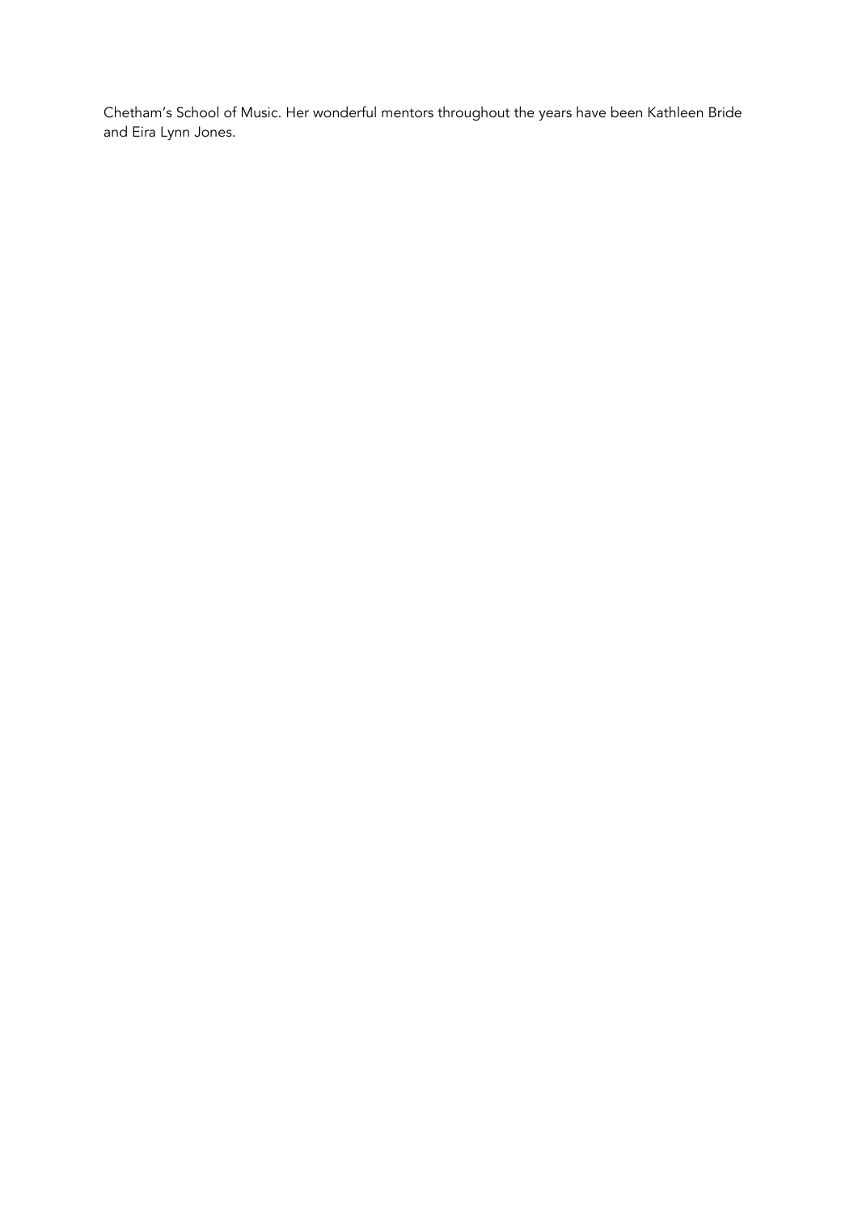Chetham's School of Music. Her wonderful mentors throughout the years have been Kathleen Bride and Eira Lynn Jones.